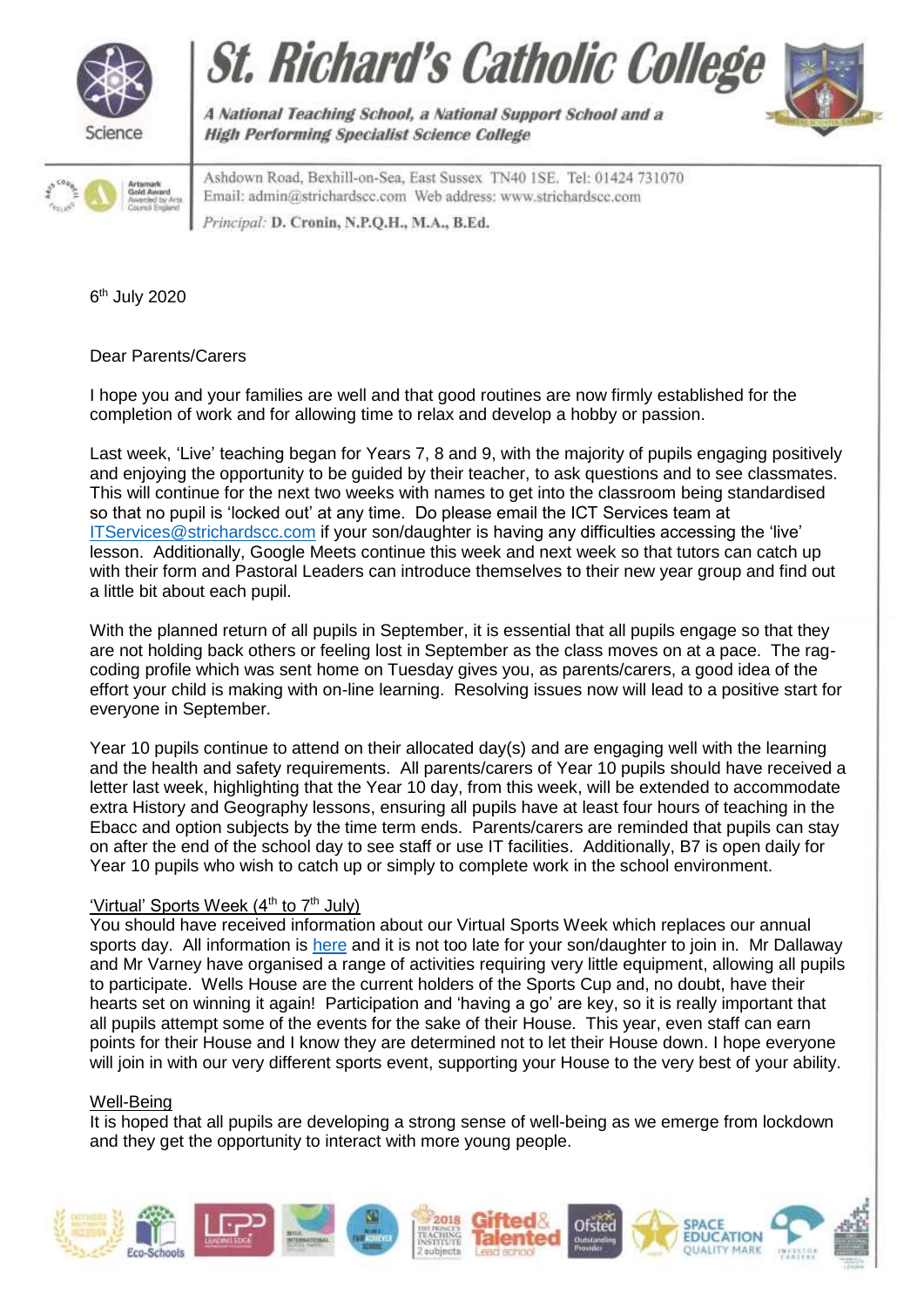# St. Richard's Catholic College

*A National Teaching School, a National Support School and a High Performing Specialist Science College*

Ashdown Road, Bexhill-on-Sea, East Sussex TN40 1SE. Tel: 01424 731070
Email: admin@strichardscc.com Web address: www.strichardscc.com
*Principal:* **D. Cronin, N.P.Q.H., M.A., B.Ed.**

6th July 2020

Dear Parents/Carers

I hope you and your families are well and that good routines are now firmly established for the completion of work and for allowing time to relax and develop a hobby or passion.

Last week, 'Live' teaching began for Years 7, 8 and 9, with the majority of pupils engaging positively and enjoying the opportunity to be guided by their teacher, to ask questions and to see classmates. This will continue for the next two weeks with names to get into the classroom being standardised so that no pupil is 'locked out' at any time. Do please email the ICT Services team at ITServices@strichardscc.com if your son/daughter is having any difficulties accessing the 'live' lesson. Additionally, Google Meets continue this week and next week so that tutors can catch up with their form and Pastoral Leaders can introduce themselves to their new year group and find out a little bit about each pupil.

With the planned return of all pupils in September, it is essential that all pupils engage so that they are not holding back others or feeling lost in September as the class moves on at a pace. The rag-coding profile which was sent home on Tuesday gives you, as parents/carers, a good idea of the effort your child is making with on-line learning. Resolving issues now will lead to a positive start for everyone in September.

Year 10 pupils continue to attend on their allocated day(s) and are engaging well with the learning and the health and safety requirements. All parents/carers of Year 10 pupils should have received a letter last week, highlighting that the Year 10 day, from this week, will be extended to accommodate extra History and Geography lessons, ensuring all pupils have at least four hours of teaching in the Ebacc and option subjects by the time term ends. Parents/carers are reminded that pupils can stay on after the end of the school day to see staff or use IT facilities. Additionally, B7 is open daily for Year 10 pupils who wish to catch up or simply to complete work in the school environment.

## 'Virtual' Sports Week (4th to 7th July)

You should have received information about our Virtual Sports Week which replaces our annual sports day. All information is here and it is not too late for your son/daughter to join in. Mr Dallaway and Mr Varney have organised a range of activities requiring very little equipment, allowing all pupils to participate. Wells House are the current holders of the Sports Cup and, no doubt, have their hearts set on winning it again! Participation and 'having a go' are key, so it is really important that all pupils attempt some of the events for the sake of their House. This year, even staff can earn points for their House and I know they are determined not to let their House down. I hope everyone will join in with our very different sports event, supporting your House to the very best of your ability.

## Well-Being

It is hoped that all pupils are developing a strong sense of well-being as we emerge from lockdown and they get the opportunity to interact with more young people.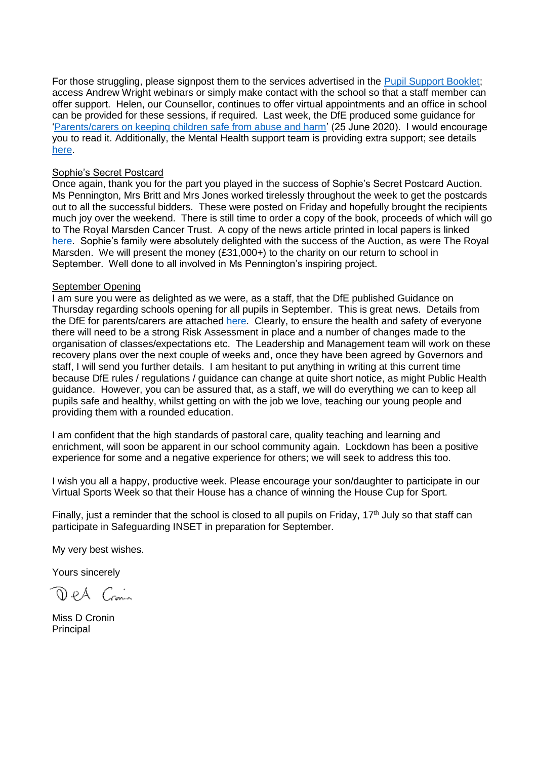For those struggling, please signpost them to the services advertised in the Pupil Support Booklet; access Andrew Wright webinars or simply make contact with the school so that a staff member can offer support. Helen, our Counsellor, continues to offer virtual appointments and an office in school can be provided for these sessions, if required. Last week, the DfE produced some guidance for 'Parents/carers on keeping children safe from abuse and harm' (25 June 2020). I would encourage you to read it. Additionally, the Mental Health support team is providing extra support; see details here.

Sophie's Secret Postcard

Once again, thank you for the part you played in the success of Sophie's Secret Postcard Auction. Ms Pennington, Mrs Britt and Mrs Jones worked tirelessly throughout the week to get the postcards out to all the successful bidders. These were posted on Friday and hopefully brought the recipients much joy over the weekend. There is still time to order a copy of the book, proceeds of which will go to The Royal Marsden Cancer Trust. A copy of the news article printed in local papers is linked here. Sophie's family were absolutely delighted with the success of the Auction, as were The Royal Marsden. We will present the money (£31,000+) to the charity on our return to school in September. Well done to all involved in Ms Pennington's inspiring project.

September Opening

I am sure you were as delighted as we were, as a staff, that the DfE published Guidance on Thursday regarding schools opening for all pupils in September. This is great news. Details from the DfE for parents/carers are attached here. Clearly, to ensure the health and safety of everyone there will need to be a strong Risk Assessment in place and a number of changes made to the organisation of classes/expectations etc. The Leadership and Management team will work on these recovery plans over the next couple of weeks and, once they have been agreed by Governors and staff, I will send you further details. I am hesitant to put anything in writing at this current time because DfE rules / regulations / guidance can change at quite short notice, as might Public Health guidance. However, you can be assured that, as a staff, we will do everything we can to keep all pupils safe and healthy, whilst getting on with the job we love, teaching our young people and providing them with a rounded education.

I am confident that the high standards of pastoral care, quality teaching and learning and enrichment, will soon be apparent in our school community again. Lockdown has been a positive experience for some and a negative experience for others; we will seek to address this too.

I wish you all a happy, productive week. Please encourage your son/daughter to participate in our Virtual Sports Week so that their House has a chance of winning the House Cup for Sport.

Finally, just a reminder that the school is closed to all pupils on Friday, 17th July so that staff can participate in Safeguarding INSET in preparation for September.

My very best wishes.

Yours sincerely

Miss D Cronin
Principal